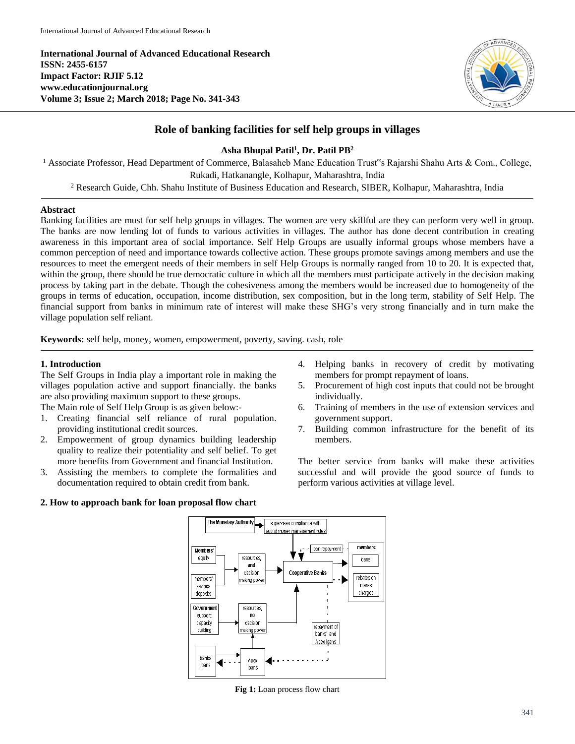# Role of banking facilities for self help groups in villages

**Asha Bhupal Patil[1], Dr. Patil PB[2]**

[1] Associate Professor, Head Department of Commerce, Balasaheb Mane Education Trust‟s Rajarshi Shahu Arts & Com., College, Rukadi, Hatkanangle, Kolhapur, Maharashtra, India

[2] Research Guide, Chh. Shahu Institute of Business Education and Research, SIBER, Kolhapur, Maharashtra, India

## Abstract

Banking facilities are must for self help groups in villages. The women are very skillful are they can perform very well in group. The banks are now lending lot of funds to various activities in villages. The author has done decent contribution in creating awareness in this important area of social importance. Self Help Groups are usually informal groups whose members have a common perception of need and importance towards collective action. These groups promote savings among members and use the resources to meet the emergent needs of their members in self Help Groups is normally ranged from 10 to 20. It is expected that, within the group, there should be true democratic culture in which all the members must participate actively in the decision making process by taking part in the debate. Though the cohesiveness among the members would be increased due to homogeneity of the groups in terms of education, occupation, income distribution, sex composition, but in the long term, stability of Self Help. The financial support from banks in minimum rate of interest will make these SHG's very strong financially and in turn make the village population self reliant.

**Keywords:** self help, money, women, empowerment, poverty, saving. cash, role

## 1. Introduction

The Self Groups in India play a important role in making the villages population active and support financially. the banks are also providing maximum support to these groups.

The Main role of Self Help Group is as given below:-

1. Creating financial self reliance of rural population. providing institutional credit sources.
2. Empowerment of group dynamics building leadership quality to realize their potentiality and self belief. To get more benefits from Government and financial Institution.
3. Assisting the members to complete the formalities and documentation required to obtain credit from bank.
4. Helping banks in recovery of credit by motivating members for prompt repayment of loans.
5. Procurement of high cost inputs that could not be brought individually.
6. Training of members in the use of extension services and government support.
7. Building common infrastructure for the benefit of its members.

The better service from banks will make these activities successful and will provide the good source of funds to perform various activities at village level.

## 2. How to approach bank for loan proposal flow chart

**Fig 1:** Loan process flow chart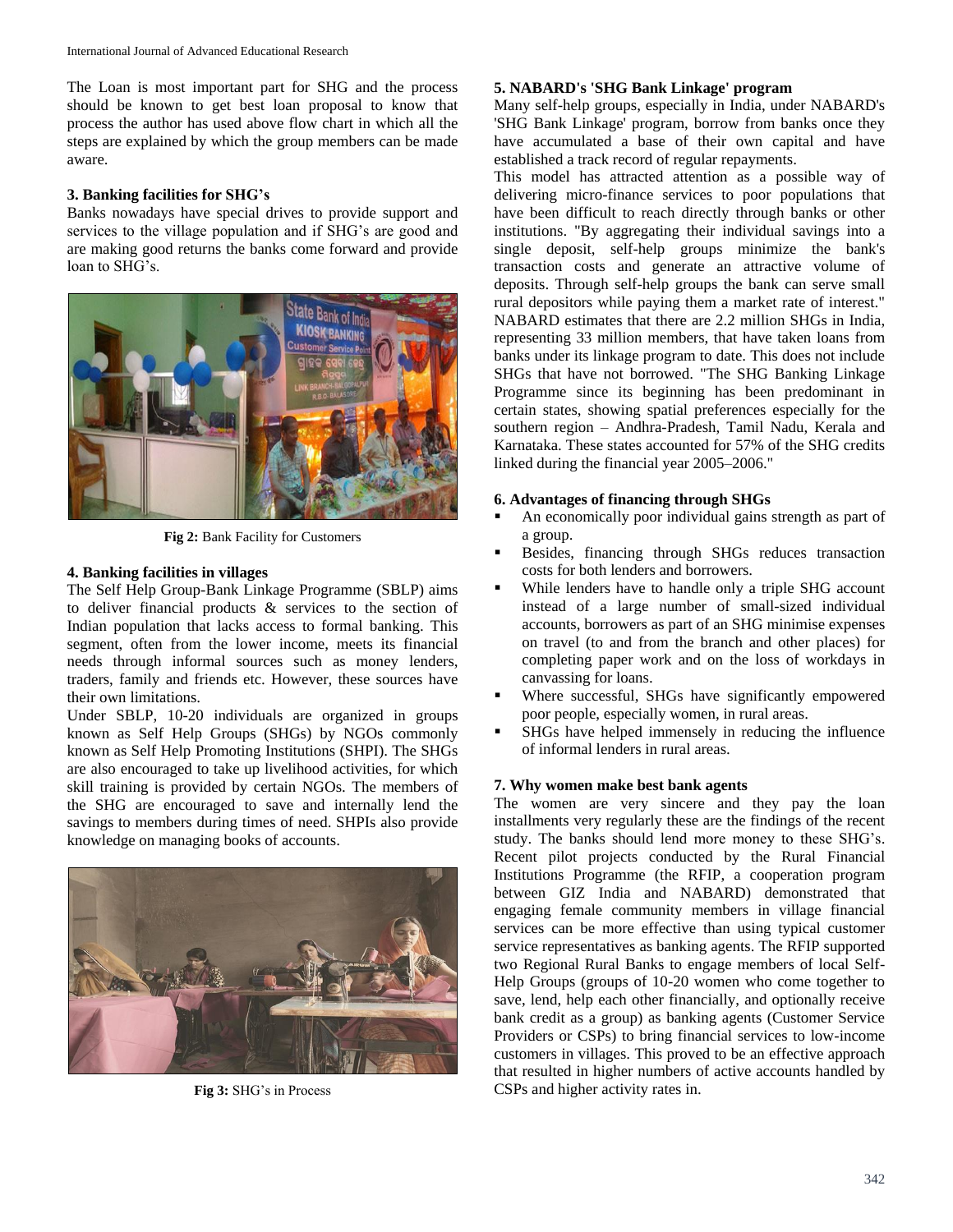The Loan is most important part for SHG and the process should be known to get best loan proposal to know that process the author has used above flow chart in which all the steps are explained by which the group members can be made aware.

### 3. Banking facilities for SHG's

Banks nowadays have special drives to provide support and services to the village population and if SHG's are good and are making good returns the banks come forward and provide loan to SHG's.

**Fig 2:** Bank Facility for Customers

### 4. Banking facilities in villages

The Self Help Group-Bank Linkage Programme (SBLP) aims to deliver financial products & services to the section of Indian population that lacks access to formal banking. This segment, often from the lower income, meets its financial needs through informal sources such as money lenders, traders, family and friends etc. However, these sources have their own limitations.

Under SBLP, 10-20 individuals are organized in groups known as Self Help Groups (SHGs) by NGOs commonly known as Self Help Promoting Institutions (SHPI). The SHGs are also encouraged to take up livelihood activities, for which skill training is provided by certain NGOs. The members of the SHG are encouraged to save and internally lend the savings to members during times of need. SHPIs also provide knowledge on managing books of accounts.

**Fig 3:** SHG's in Process

### 5. NABARD's 'SHG Bank Linkage' program

Many self-help groups, especially in India, under NABARD's 'SHG Bank Linkage' program, borrow from banks once they have accumulated a base of their own capital and have established a track record of regular repayments.

This model has attracted attention as a possible way of delivering micro-finance services to poor populations that have been difficult to reach directly through banks or other institutions. "By aggregating their individual savings into a single deposit, self-help groups minimize the bank's transaction costs and generate an attractive volume of deposits. Through self-help groups the bank can serve small rural depositors while paying them a market rate of interest." NABARD estimates that there are 2.2 million SHGs in India, representing 33 million members, that have taken loans from banks under its linkage program to date. This does not include SHGs that have not borrowed. "The SHG Banking Linkage Programme since its beginning has been predominant in certain states, showing spatial preferences especially for the southern region – Andhra-Pradesh, Tamil Nadu, Kerala and Karnataka. These states accounted for 57% of the SHG credits linked during the financial year 2005–2006."

### 6. Advantages of financing through SHGs

- An economically poor individual gains strength as part of a group.
- Besides, financing through SHGs reduces transaction costs for both lenders and borrowers.
- While lenders have to handle only a triple SHG account instead of a large number of small-sized individual accounts, borrowers as part of an SHG minimise expenses on travel (to and from the branch and other places) for completing paper work and on the loss of workdays in canvassing for loans.
- Where successful, SHGs have significantly empowered poor people, especially women, in rural areas.
- SHGs have helped immensely in reducing the influence of informal lenders in rural areas.

### 7. Why women make best bank agents

The women are very sincere and they pay the loan installments very regularly these are the findings of the recent study. The banks should lend more money to these SHG's. Recent pilot projects conducted by the Rural Financial Institutions Programme (the RFIP, a cooperation program between GIZ India and NABARD) demonstrated that engaging female community members in village financial services can be more effective than using typical customer service representatives as banking agents. The RFIP supported two Regional Rural Banks to engage members of local Self-Help Groups (groups of 10-20 women who come together to save, lend, help each other financially, and optionally receive bank credit as a group) as banking agents (Customer Service Providers or CSPs) to bring financial services to low-income customers in villages. This proved to be an effective approach that resulted in higher numbers of active accounts handled by CSPs and higher activity rates in.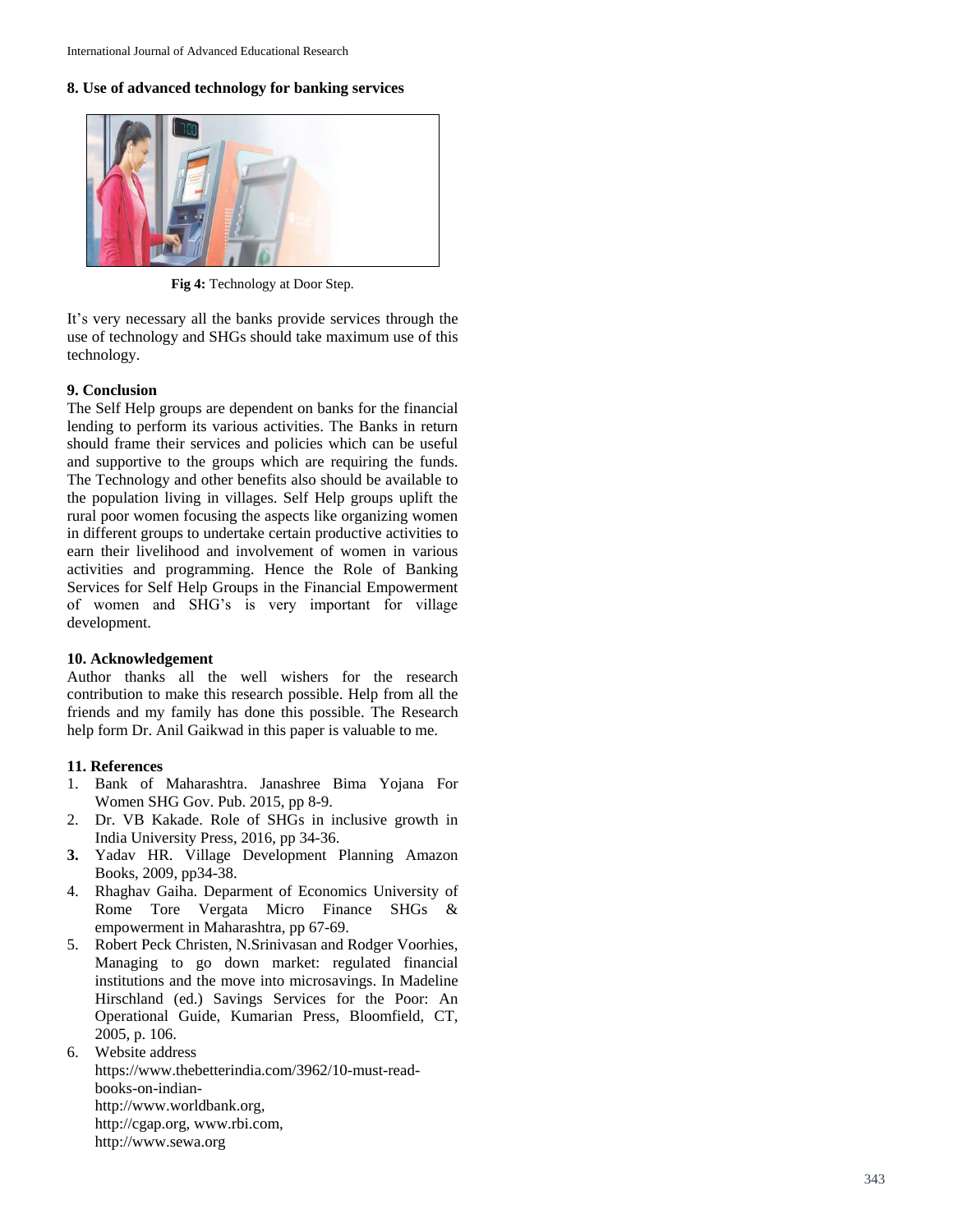## 8. Use of advanced technology for banking services

Fig 4: Technology at Door Step.

It's very necessary all the banks provide services through the use of technology and SHGs should take maximum use of this technology.

## 9. Conclusion

The Self Help groups are dependent on banks for the financial lending to perform its various activities. The Banks in return should frame their services and policies which can be useful and supportive to the groups which are requiring the funds. The Technology and other benefits also should be available to the population living in villages. Self Help groups uplift the rural poor women focusing the aspects like organizing women in different groups to undertake certain productive activities to earn their livelihood and involvement of women in various activities and programming. Hence the Role of Banking Services for Self Help Groups in the Financial Empowerment of women and SHG's is very important for village development.

## 10. Acknowledgement

Author thanks all the well wishers for the research contribution to make this research possible. Help from all the friends and my family has done this possible. The Research help form Dr. Anil Gaikwad in this paper is valuable to me.

## 11. References

1. Bank of Maharashtra. Janashree Bima Yojana For Women SHG Gov. Pub. 2015, pp 8-9.
2. Dr. VB Kakade. Role of SHGs in inclusive growth in India University Press, 2016, pp 34-36.
3. Yadav HR. Village Development Planning Amazon Books, 2009, pp34-38.
4. Rhaghav Gaiha. Deparment of Economics University of Rome Tore Vergata Micro Finance SHGs & empowerment in Maharashtra, pp 67-69.
5. Robert Peck Christen, N.Srinivasan and Rodger Voorhies, Managing to go down market: regulated financial institutions and the move into microsavings. In Madeline Hirschland (ed.) Savings Services for the Poor: An Operational Guide, Kumarian Press, Bloomfield, CT, 2005, p. 106.
6. Website address
   https://www.thebetterindia.com/3962/10-must-read-books-on-indian-
   http://www.worldbank.org,
   http://cgap.org, www.rbi.com,
   http://www.sewa.org